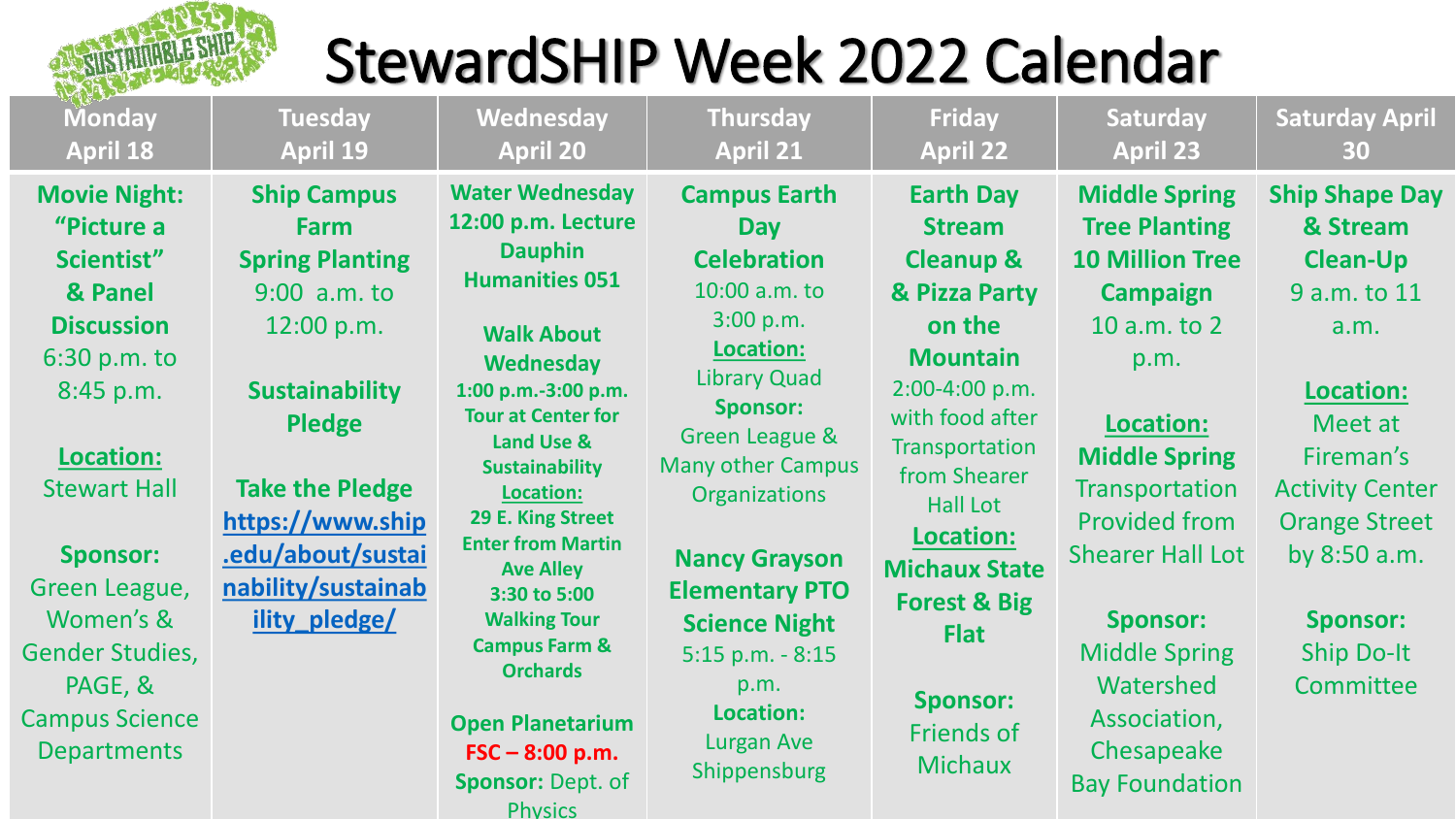# StewardSHIP Week 2022 Calendar

| Monday April 18 | Tuesday April 19 | Wednesday April 20 | Thursday April 21 | Friday April 22 | Saturday April 23 | Saturday April 30 |
|---|---|---|---|---|---|---|
| **Movie Night: "Picture a Scientist" & Panel Discussion**<br>6:30 p.m. to 8:45 p.m.<br><br>**Location:**<br>Stewart Hall<br><br>**Sponsor:**<br>Green League, Women's & Gender Studies, PAGE, & Campus Science Departments | **Ship Campus Farm Spring Planting**<br>9:00 a.m. to 12:00 p.m.<br><br>**Sustainability Pledge**<br><br>**Take the Pledge**<br>https://www.ship.edu/about/sustainability/sustainability_pledge/ | **Water Wednesday**<br>**12:00 p.m. Lecture**<br>**Dauphin Humanities 051**<br><br>**Walk About Wednesday**<br>**1:00 p.m.-3:00 p.m. Tour at Center for Land Use & Sustainability**<br>**Location:**<br>**29 E. King Street Enter from Martin Ave Alley**<br>**3:30 to 5:00 Walking Tour Campus Farm & Orchards**<br><br>**Open Planetarium**<br>**FSC – 8:00 p.m.**<br>**Sponsor:** Dept. of Physics | **Campus Earth Day Celebration**<br>10:00 a.m. to 3:00 p.m.<br>**Location:**<br>Library Quad<br>**Sponsor:**<br>Green League & Many other Campus Organizations<br><br>**Nancy Grayson Elementary PTO Science Night**<br>5:15 p.m. - 8:15 p.m.<br>**Location:**<br>Lurgan Ave Shippensburg | **Earth Day Stream Cleanup & & Pizza Party on the Mountain**<br>2:00-4:00 p.m. with food after<br>Transportation from Shearer Hall Lot<br>**Location:**<br>**Michaux State Forest & Big Flat**<br><br>**Sponsor:**<br>Friends of Michaux | **Middle Spring Tree Planting 10 Million Tree Campaign**<br>10 a.m. to 2 p.m.<br><br>**Location:**<br>**Middle Spring**<br>Transportation Provided from Shearer Hall Lot<br><br>**Sponsor:**<br>Middle Spring Watershed Association, Chesapeake Bay Foundation | **Ship Shape Day & Stream Clean-Up**<br>9 a.m. to 11 a.m.<br><br>**Location:**<br>Meet at Fireman's Activity Center Orange Street by 8:50 a.m.<br><br>**Sponsor:**<br>Ship Do-It Committee |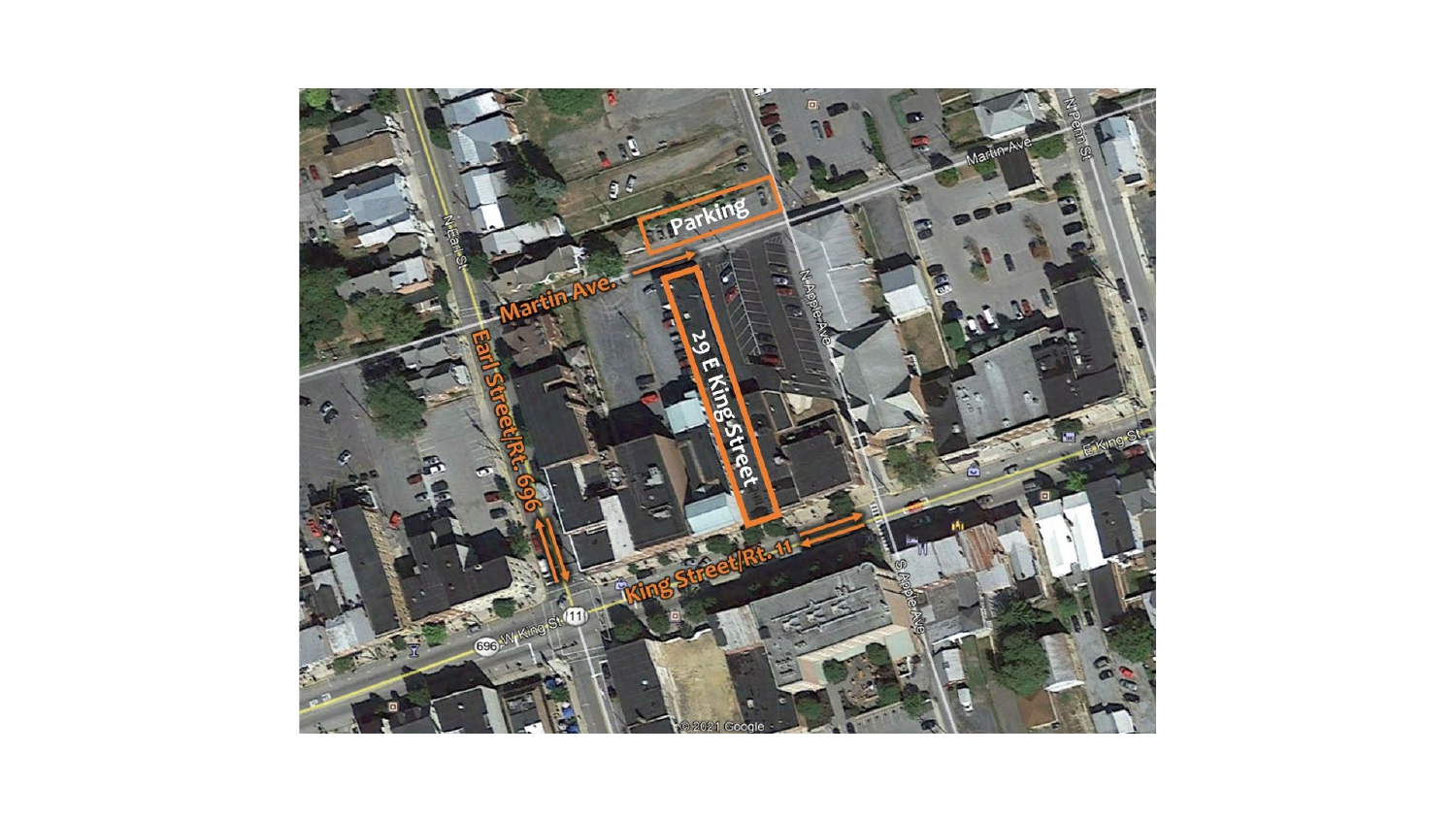Parking

Martin Ave.

29 E King Street

Earl Street/Rt. 696

King Street/Rt. 11

N Earl St

N Apple Ave

Martin Ave

N Penn St

E King St

S Apple Ave

W King St

696

11

© 2021 Google